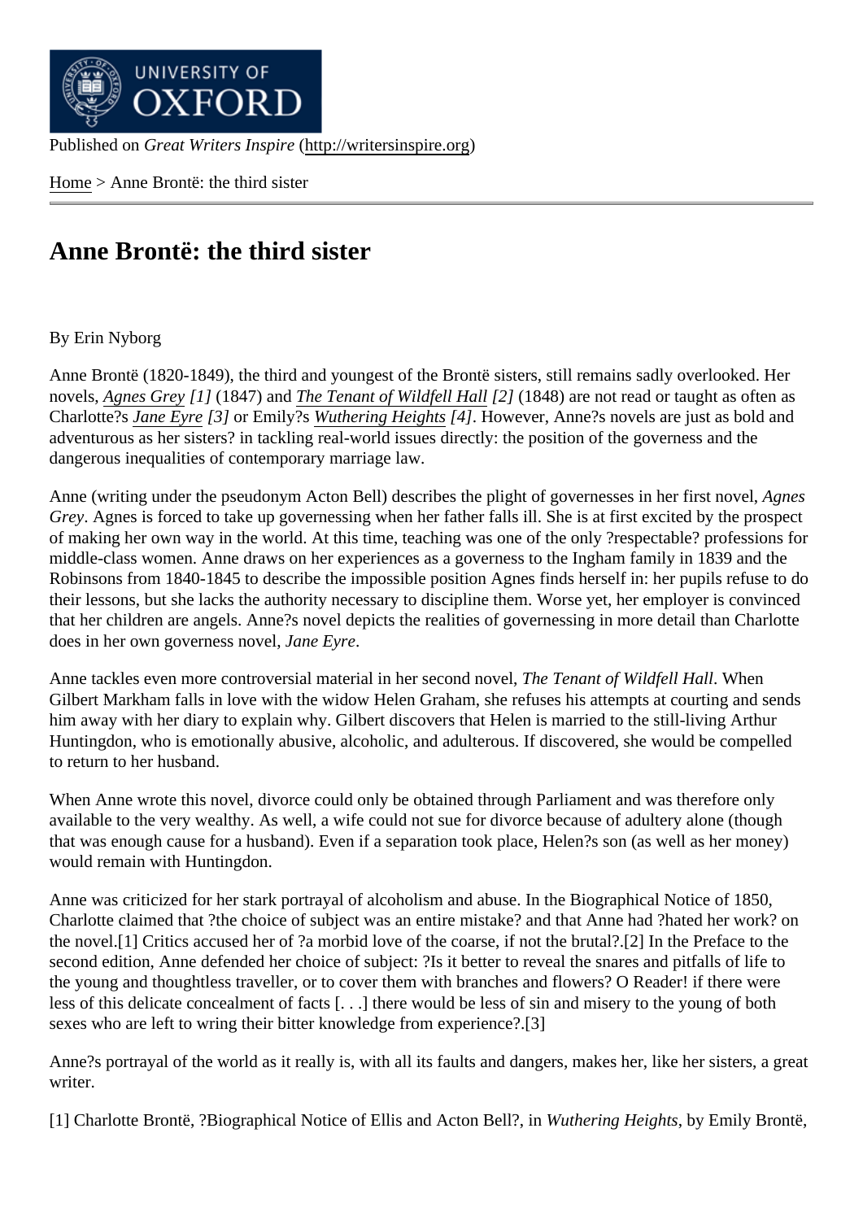Published on *Great Writers Inspire* (http://writersinspire.org)

Home > Anne Brontë: the third sister

# Anne Brontë: the third sister

By Erin Nyborg

Anne Brontë (1820-1849), the third and youngest of the Brontë sisters, still remains sadly overlooked. Her novels, *Agnes Grey* [1] (1847) and *The Tenant of Wildfell Hall* [2] (1848) are not read or taught as often as Charlotte?s *Jane Eyre* [3] or Emily?s *Wuthering Heights* [4]. However, Anne?s novels are just as bold and adventurous as her sisters? in tackling real-world issues directly: the position of the governess and the dangerous inequalities of contemporary marriage law.

Anne (writing under the pseudonym Acton Bell) describes the plight of governesses in her first novel, *Agnes Grey*. Agnes is forced to take up governessing when her father falls ill. She is at first excited by the prospect of making her own way in the world. At this time, teaching was one of the only ?respectable? professions for middle-class women. Anne draws on her experiences as a governess to the Ingham family in 1839 and the Robinsons from 1840-1845 to describe the impossible position Agnes finds herself in: her pupils refuse to do their lessons, but she lacks the authority necessary to discipline them. Worse yet, her employer is convinced that her children are angels. Anne?s novel depicts the realities of governessing in more detail than Charlotte does in her own governess novel, *Jane Eyre*.

Anne tackles even more controversial material in her second novel, *The Tenant of Wildfell Hall*. When Gilbert Markham falls in love with the widow Helen Graham, she refuses his attempts at courting and sends him away with her diary to explain why. Gilbert discovers that Helen is married to the still-living Arthur Huntingdon, who is emotionally abusive, alcoholic, and adulterous. If discovered, she would be compelled to return to her husband.

When Anne wrote this novel, divorce could only be obtained through Parliament and was therefore only available to the very wealthy. As well, a wife could not sue for divorce because of adultery alone (though that was enough cause for a husband). Even if a separation took place, Helen?s son (as well as her money) would remain with Huntingdon.

Anne was criticized for her stark portrayal of alcoholism and abuse. In the Biographical Notice of 1850, Charlotte claimed that ?the choice of subject was an entire mistake? and that Anne had ?hated her work? on the novel.[1] Critics accused her of ?a morbid love of the coarse, if not the brutal?.[2] In the Preface to the second edition, Anne defended her choice of subject: ?Is it better to reveal the snares and pitfalls of life to the young and thoughtless traveller, or to cover them with branches and flowers? O Reader! if there were less of this delicate concealment of facts [. . .] there would be less of sin and misery to the young of both sexes who are left to wring their bitter knowledge from experience?.[3]

Anne?s portrayal of the world as it really is, with all its faults and dangers, makes her, like her sisters, a great writer.

[1] Charlotte Brontë, ?Biographical Notice of Ellis and Acton Bell?, in *Wuthering Heights*, by Emily Brontë,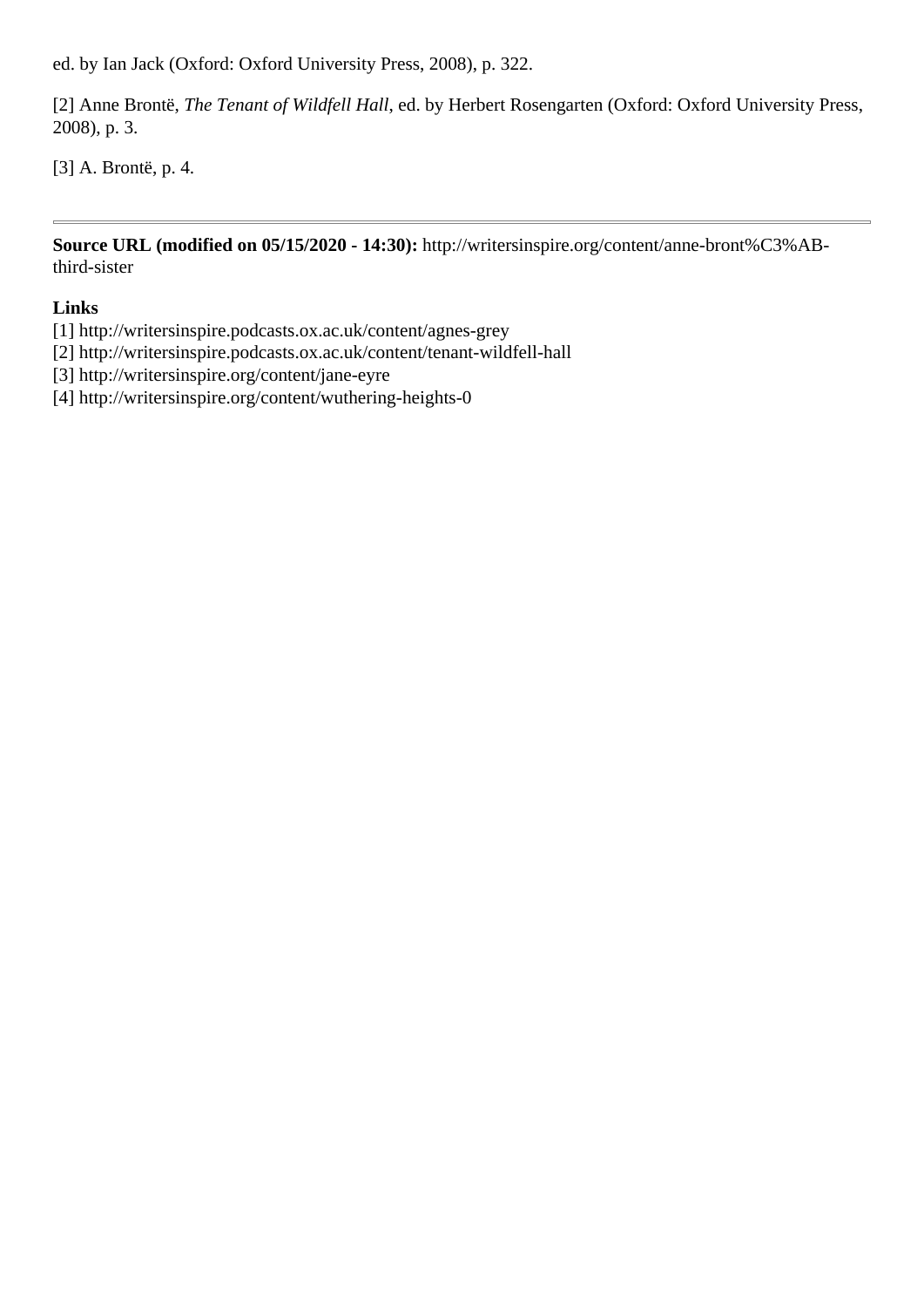ed. by Ian Jack (Oxford: Oxford University Press, 2008), p. 322.

[2] Anne Brontë, *The Tenant of Wildfell Hall*, ed. by Herbert Rosengarten (Oxford: Oxford University Press, 2008), p. 3.

[3] A. Brontë, p. 4.

---

**Source URL (modified on 05/15/2020 - 14:30):** http://writersinspire.org/content/anne-bront%C3%AB-third-sister

**Links**

[1] http://writersinspire.podcasts.ox.ac.uk/content/agnes-grey
[2] http://writersinspire.podcasts.ox.ac.uk/content/tenant-wildfell-hall
[3] http://writersinspire.org/content/jane-eyre
[4] http://writersinspire.org/content/wuthering-heights-0